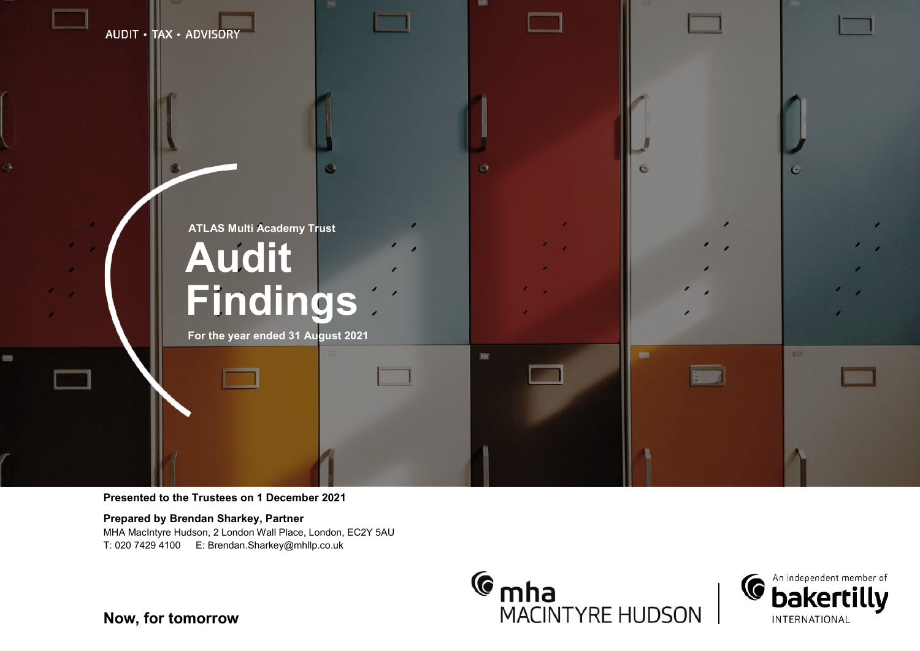AUDIT • TAX • ADVISORY

ATLAS Multi Academy Trust

# Audit Findings

For the year ended 31 August 2021

**Presented to the Trustees on 1 December 2021**

**Prepared by Brendan Sharkey, Partner**
MHA MacIntyre Hudson, 2 London Wall Place, London, EC2Y 5AU
T: 020 7429 4100 E: Brendan.Sharkey@mhllp.co.uk

mha MACINTYRE HUDSON | An independent member of bakertilly INTERNATIONAL

**Now, for tomorrow**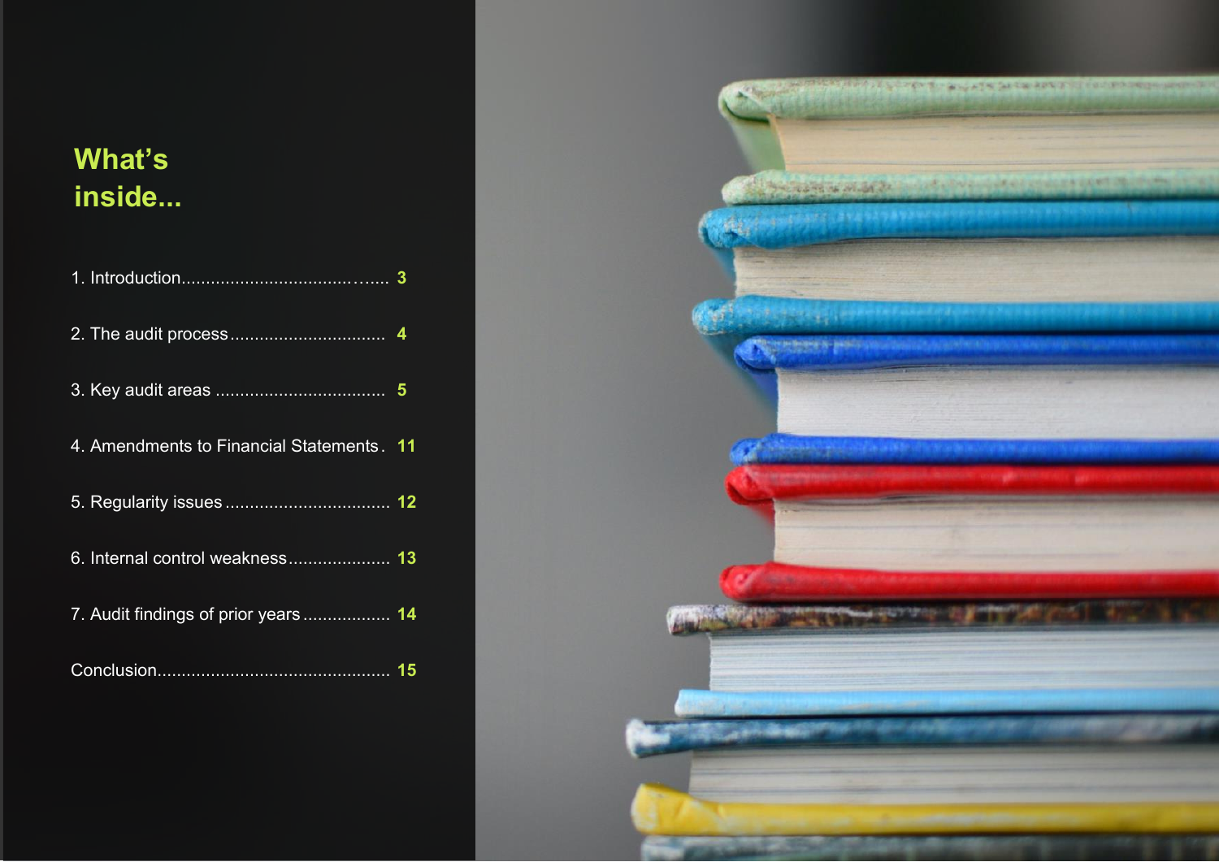## What's inside...

1. Introduction .......................................... 3
2. The audit process .............................. 4
3. Key audit areas ................................. 5
4. Amendments to Financial Statements . 11
5. Regularity issues ................................ 12
6. Internal control weakness .................... 13
7. Audit findings of prior years ................. 14

Conclusion .............................................. 15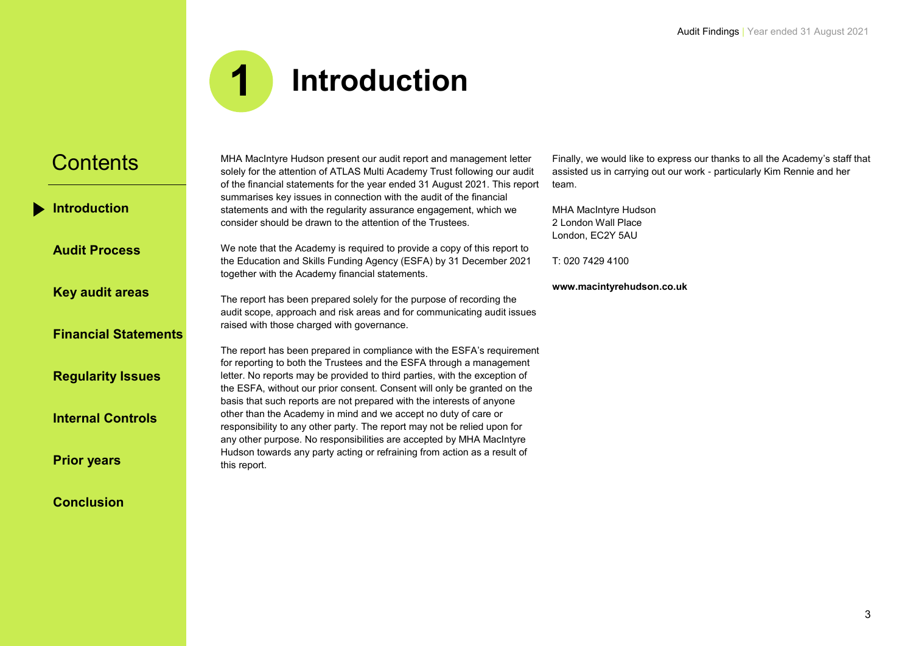# 1 Introduction

## Contents

- **Introduction**
- **Audit Process**
- **Key audit areas**
- **Financial Statements**
- **Regularity Issues**
- **Internal Controls**
- **Prior years**
- **Conclusion**

MHA MacIntyre Hudson present our audit report and management letter solely for the attention of ATLAS Multi Academy Trust following our audit of the financial statements for the year ended 31 August 2021. This report summarises key issues in connection with the audit of the financial statements and with the regularity assurance engagement, which we consider should be drawn to the attention of the Trustees.

We note that the Academy is required to provide a copy of this report to the Education and Skills Funding Agency (ESFA) by 31 December 2021 together with the Academy financial statements.

The report has been prepared solely for the purpose of recording the audit scope, approach and risk areas and for communicating audit issues raised with those charged with governance.

The report has been prepared in compliance with the ESFA's requirement for reporting to both the Trustees and the ESFA through a management letter. No reports may be provided to third parties, with the exception of the ESFA, without our prior consent. Consent will only be granted on the basis that such reports are not prepared with the interests of anyone other than the Academy in mind and we accept no duty of care or responsibility to any other party. The report may not be relied upon for any other purpose. No responsibilities are accepted by MHA MacIntyre Hudson towards any party acting or refraining from action as a result of this report.

Finally, we would like to express our thanks to all the Academy's staff that assisted us in carrying out our work - particularly Kim Rennie and her team.

MHA MacIntyre Hudson
2 London Wall Place
London, EC2Y 5AU

T: 020 7429 4100

**www.macintyrehudson.co.uk**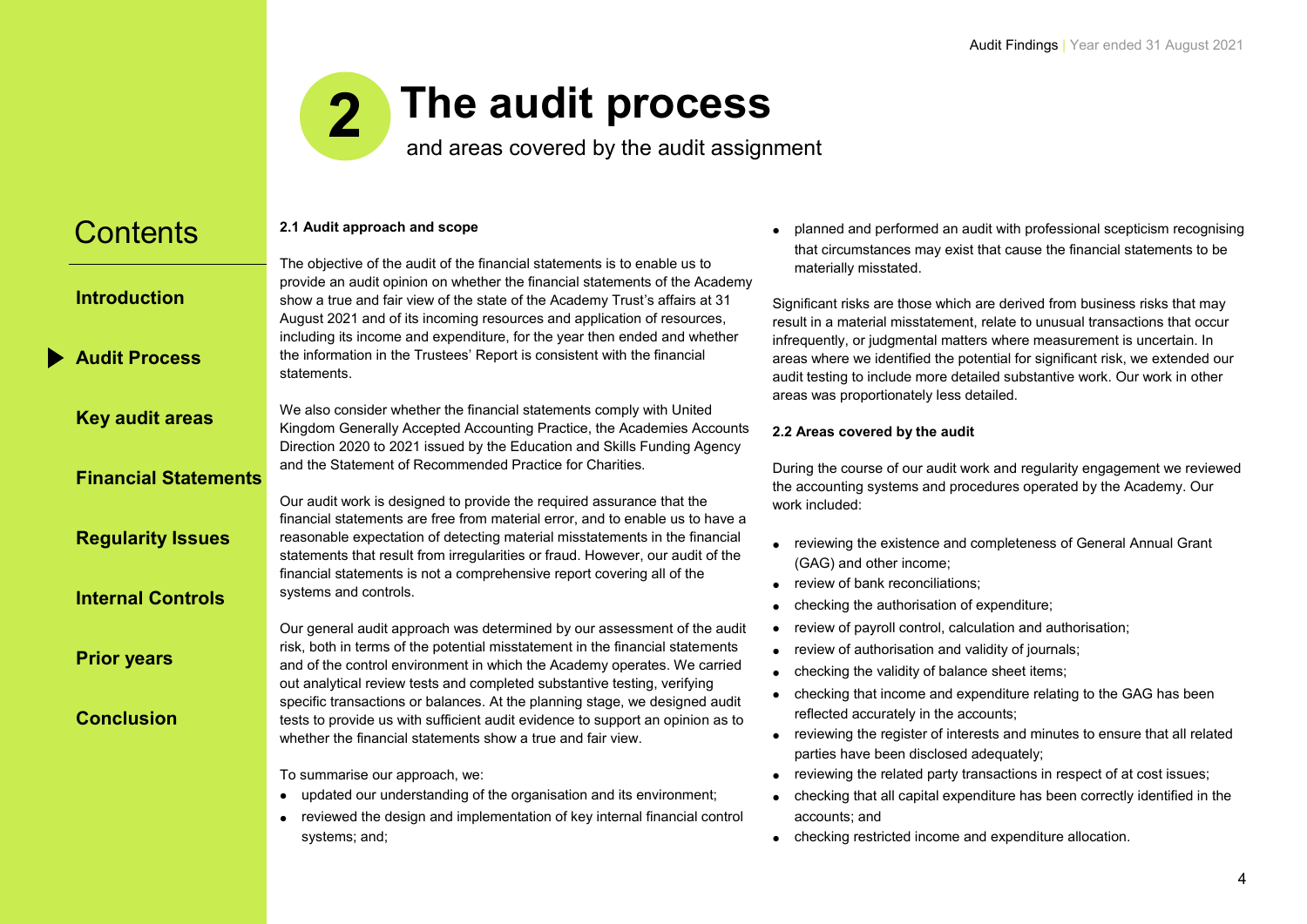# 2 The audit process

and areas covered by the audit assignment

## 2.1 Audit approach and scope

The objective of the audit of the financial statements is to enable us to provide an audit opinion on whether the financial statements of the Academy show a true and fair view of the state of the Academy Trust's affairs at 31 August 2021 and of its incoming resources and application of resources, including its income and expenditure, for the year then ended and whether the information in the Trustees' Report is consistent with the financial statements.

We also consider whether the financial statements comply with United Kingdom Generally Accepted Accounting Practice, the Academies Accounts Direction 2020 to 2021 issued by the Education and Skills Funding Agency and the Statement of Recommended Practice for Charities.

Our audit work is designed to provide the required assurance that the financial statements are free from material error, and to enable us to have a reasonable expectation of detecting material misstatements in the financial statements that result from irregularities or fraud. However, our audit of the financial statements is not a comprehensive report covering all of the systems and controls.

Our general audit approach was determined by our assessment of the audit risk, both in terms of the potential misstatement in the financial statements and of the control environment in which the Academy operates. We carried out analytical review tests and completed substantive testing, verifying specific transactions or balances. At the planning stage, we designed audit tests to provide us with sufficient audit evidence to support an opinion as to whether the financial statements show a true and fair view.

To summarise our approach, we:

- updated our understanding of the organisation and its environment;
- reviewed the design and implementation of key internal financial control systems; and;
- planned and performed an audit with professional scepticism recognising that circumstances may exist that cause the financial statements to be materially misstated.

Significant risks are those which are derived from business risks that may result in a material misstatement, relate to unusual transactions that occur infrequently, or judgmental matters where measurement is uncertain. In areas where we identified the potential for significant risk, we extended our audit testing to include more detailed substantive work. Our work in other areas was proportionately less detailed.

## 2.2 Areas covered by the audit

During the course of our audit work and regularity engagement we reviewed the accounting systems and procedures operated by the Academy. Our work included:

- reviewing the existence and completeness of General Annual Grant (GAG) and other income;
- review of bank reconciliations;
- checking the authorisation of expenditure;
- review of payroll control, calculation and authorisation;
- review of authorisation and validity of journals;
- checking the validity of balance sheet items;
- checking that income and expenditure relating to the GAG has been reflected accurately in the accounts;
- reviewing the register of interests and minutes to ensure that all related parties have been disclosed adequately;
- reviewing the related party transactions in respect of at cost issues;
- checking that all capital expenditure has been correctly identified in the accounts; and
- checking restricted income and expenditure allocation.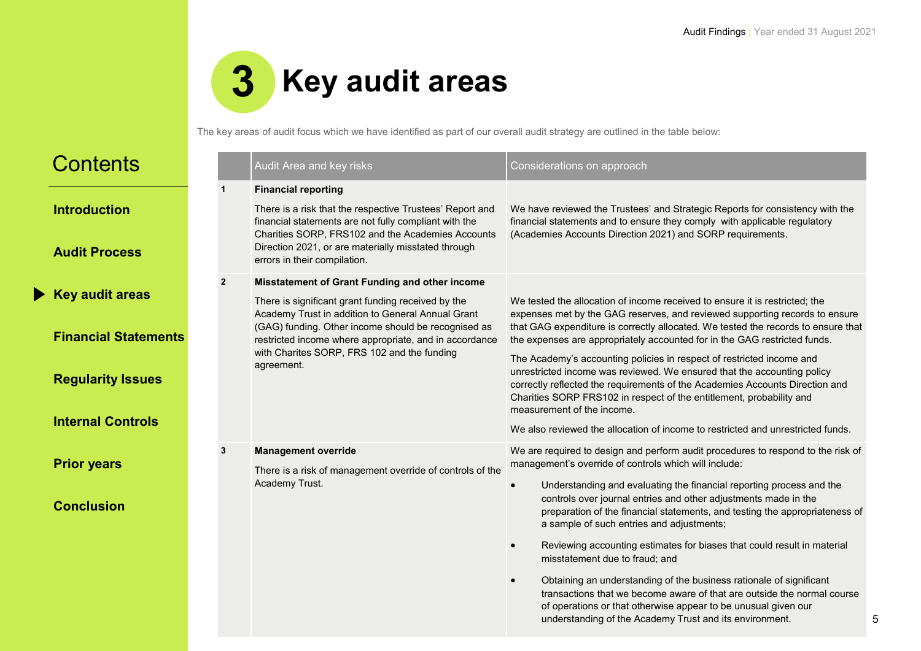# 3 Key audit areas

The key areas of audit focus which we have identified as part of our overall audit strategy are outlined in the table below:

## Contents

**Introduction**

**Audit Process**

**Key audit areas**

**Financial Statements**

**Regularity Issues**

**Internal Controls**

**Prior years**

**Conclusion**

| | Audit Area and key risks | Considerations on approach |
|---|---|---|
| 1 | **Financial reporting**<br><br>There is a risk that the respective Trustees' Report and financial statements are not fully compliant with the Charities SORP, FRS102 and the Academies Accounts Direction 2021, or are materially misstated through errors in their compilation. | We have reviewed the Trustees' and Strategic Reports for consistency with the financial statements and to ensure they comply with applicable regulatory (Academies Accounts Direction 2021) and SORP requirements. |
| 2 | **Misstatement of Grant Funding and other income**<br><br>There is significant grant funding received by the Academy Trust in addition to General Annual Grant (GAG) funding. Other income should be recognised as restricted income where appropriate, and in accordance with Charites SORP, FRS 102 and the funding agreement. | We tested the allocation of income received to ensure it is restricted; the expenses met by the GAG reserves, and reviewed supporting records to ensure that GAG expenditure is correctly allocated. We tested the records to ensure that the expenses are appropriately accounted for in the GAG restricted funds.<br><br>The Academy's accounting policies in respect of restricted income and unrestricted income was reviewed. We ensured that the accounting policy correctly reflected the requirements of the Academies Accounts Direction and Charities SORP FRS102 in respect of the entitlement, probability and measurement of the income.<br><br>We also reviewed the allocation of income to restricted and unrestricted funds. |
| 3 | **Management override**<br><br>There is a risk of management override of controls of the Academy Trust. | We are required to design and perform audit procedures to respond to the risk of management's override of controls which will include:<br><br>• Understanding and evaluating the financial reporting process and the controls over journal entries and other adjustments made in the preparation of the financial statements, and testing the appropriateness of a sample of such entries and adjustments;<br><br>• Reviewing accounting estimates for biases that could result in material misstatement due to fraud; and<br><br>• Obtaining an understanding of the business rationale of significant transactions that we become aware of that are outside the normal course of operations or that otherwise appear to be unusual given our understanding of the Academy Trust and its environment. |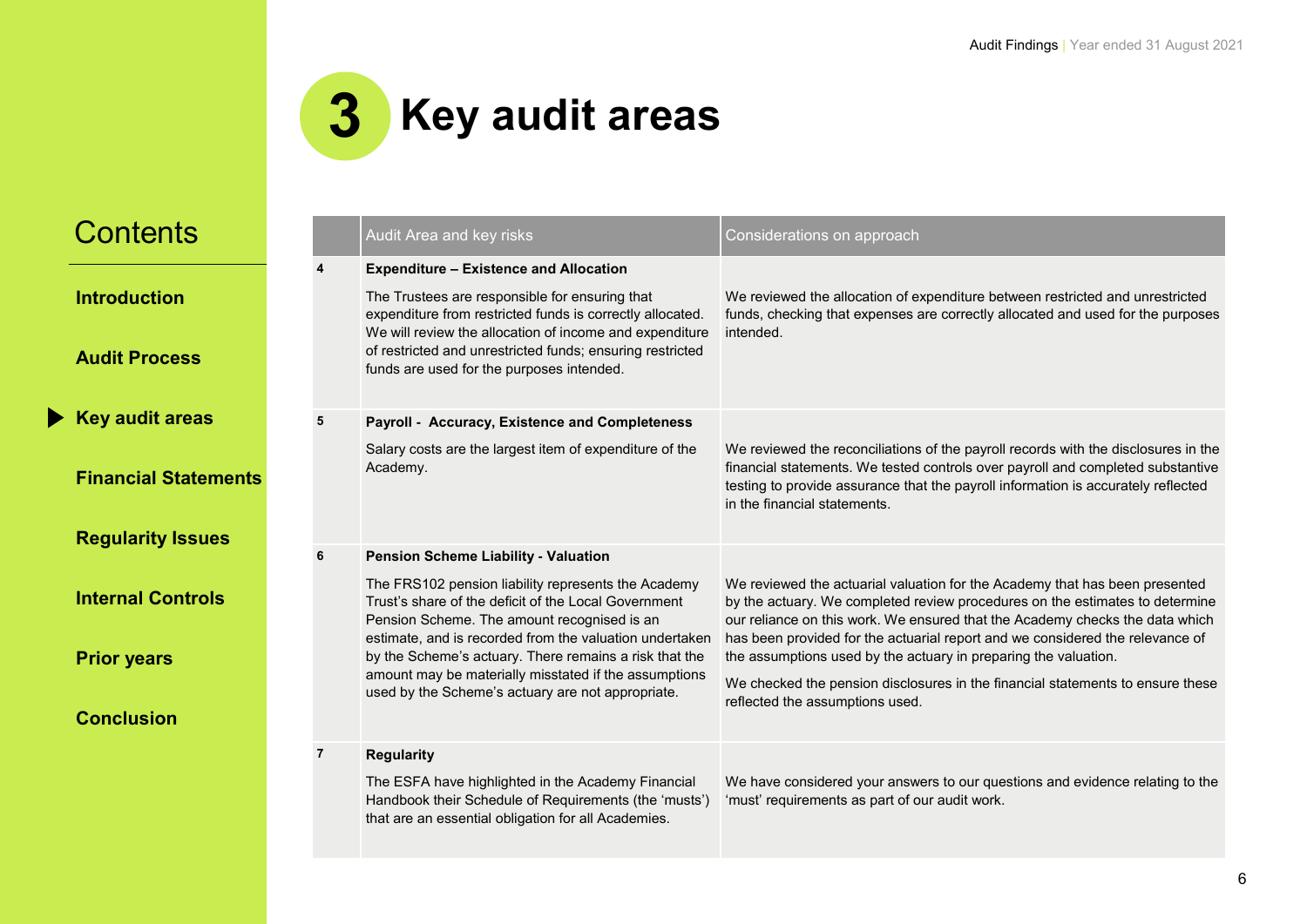# 3 Key audit areas

| | Audit Area and key risks | Considerations on approach |
|---|---|---|
| 4 | **Expenditure – Existence and Allocation**<br><br>The Trustees are responsible for ensuring that expenditure from restricted funds is correctly allocated. We will review the allocation of income and expenditure of restricted and unrestricted funds; ensuring restricted funds are used for the purposes intended. | We reviewed the allocation of expenditure between restricted and unrestricted funds, checking that expenses are correctly allocated and used for the purposes intended. |
| 5 | **Payroll - Accuracy, Existence and Completeness**<br><br>Salary costs are the largest item of expenditure of the Academy. | We reviewed the reconciliations of the payroll records with the disclosures in the financial statements. We tested controls over payroll and completed substantive testing to provide assurance that the payroll information is accurately reflected in the financial statements. |
| 6 | **Pension Scheme Liability - Valuation**<br><br>The FRS102 pension liability represents the Academy Trust's share of the deficit of the Local Government Pension Scheme. The amount recognised is an estimate, and is recorded from the valuation undertaken by the Scheme's actuary. There remains a risk that the amount may be materially misstated if the assumptions used by the Scheme's actuary are not appropriate. | We reviewed the actuarial valuation for the Academy that has been presented by the actuary. We completed review procedures on the estimates to determine our reliance on this work. We ensured that the Academy checks the data which has been provided for the actuarial report and we considered the relevance of the assumptions used by the actuary in preparing the valuation.<br><br>We checked the pension disclosures in the financial statements to ensure these reflected the assumptions used. |
| 7 | **Regularity**<br><br>The ESFA have highlighted in the Academy Financial Handbook their Schedule of Requirements (the 'musts') that are an essential obligation for all Academies. | We have considered your answers to our questions and evidence relating to the 'must' requirements as part of our audit work. |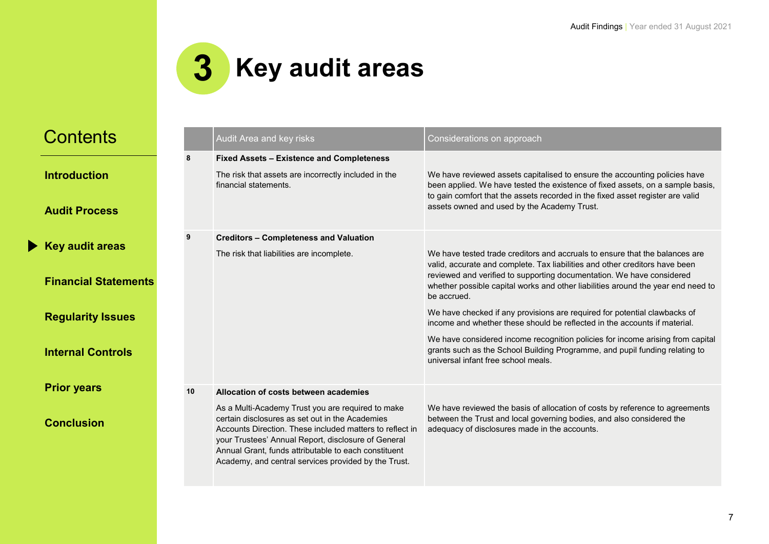# 3 Key audit areas

| | Audit Area and key risks | Considerations on approach |
|---|---|---|
| 8 | **Fixed Assets – Existence and Completeness**<br><br>The risk that assets are incorrectly included in the financial statements. | We have reviewed assets capitalised to ensure the accounting policies have been applied. We have tested the existence of fixed assets, on a sample basis, to gain comfort that the assets recorded in the fixed asset register are valid assets owned and used by the Academy Trust. |
| 9 | **Creditors – Completeness and Valuation**<br><br>The risk that liabilities are incomplete. | We have tested trade creditors and accruals to ensure that the balances are valid, accurate and complete. Tax liabilities and other creditors have been reviewed and verified to supporting documentation. We have considered whether possible capital works and other liabilities around the year end need to be accrued.<br><br>We have checked if any provisions are required for potential clawbacks of income and whether these should be reflected in the accounts if material.<br><br>We have considered income recognition policies for income arising from capital grants such as the School Building Programme, and pupil funding relating to universal infant free school meals. |
| 10 | **Allocation of costs between academies**<br><br>As a Multi-Academy Trust you are required to make certain disclosures as set out in the Academies Accounts Direction. These included matters to reflect in your Trustees' Annual Report, disclosure of General Annual Grant, funds attributable to each constituent Academy, and central services provided by the Trust. | We have reviewed the basis of allocation of costs by reference to agreements between the Trust and local governing bodies, and also considered the adequacy of disclosures made in the accounts. |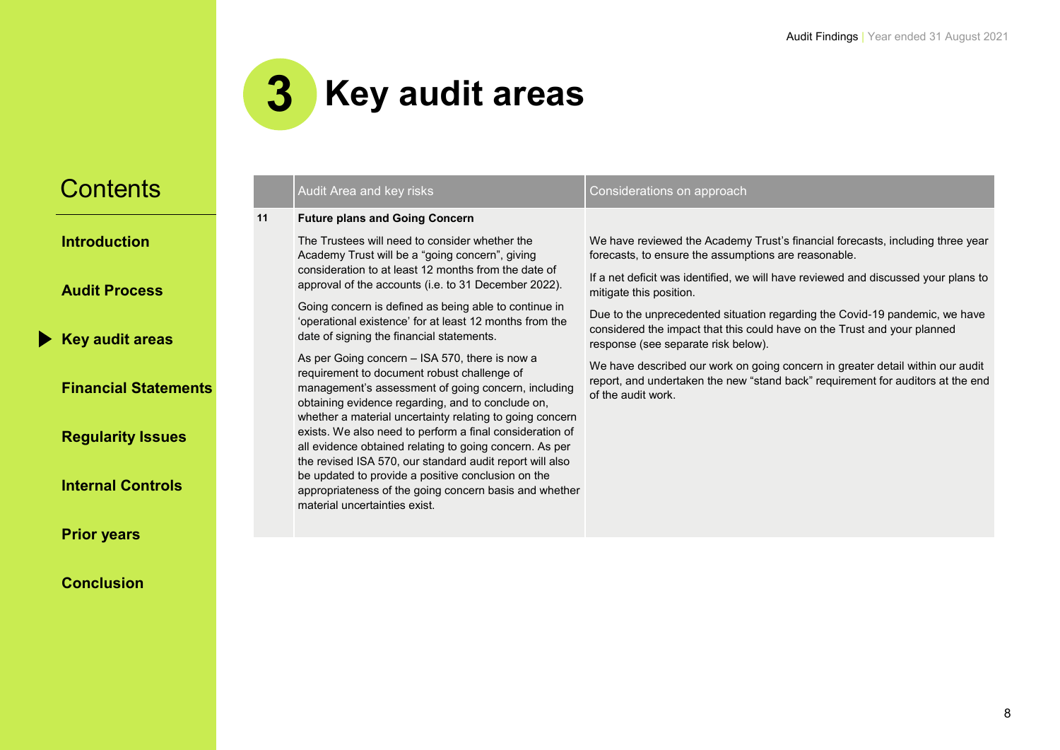# 3 Key audit areas

Contents

- Introduction
- Audit Process
- Key audit areas
- Financial Statements
- Regularity Issues
- Internal Controls
- Prior years
- Conclusion

| | Audit Area and key risks | Considerations on approach |
|---|---|---|
| 11 | **Future plans and Going Concern**<br><br>The Trustees will need to consider whether the Academy Trust will be a "going concern", giving consideration to at least 12 months from the date of approval of the accounts (i.e. to 31 December 2022).<br><br>Going concern is defined as being able to continue in 'operational existence' for at least 12 months from the date of signing the financial statements.<br><br>As per Going concern – ISA 570, there is now a requirement to document robust challenge of management's assessment of going concern, including obtaining evidence regarding, and to conclude on, whether a material uncertainty relating to going concern exists. We also need to perform a final consideration of all evidence obtained relating to going concern. As per the revised ISA 570, our standard audit report will also be updated to provide a positive conclusion on the appropriateness of the going concern basis and whether material uncertainties exist. | We have reviewed the Academy Trust's financial forecasts, including three year forecasts, to ensure the assumptions are reasonable.<br><br>If a net deficit was identified, we will have reviewed and discussed your plans to mitigate this position.<br><br>Due to the unprecedented situation regarding the Covid-19 pandemic, we have considered the impact that this could have on the Trust and your planned response (see separate risk below).<br><br>We have described our work on going concern in greater detail within our audit report, and undertaken the new "stand back" requirement for auditors at the end of the audit work. |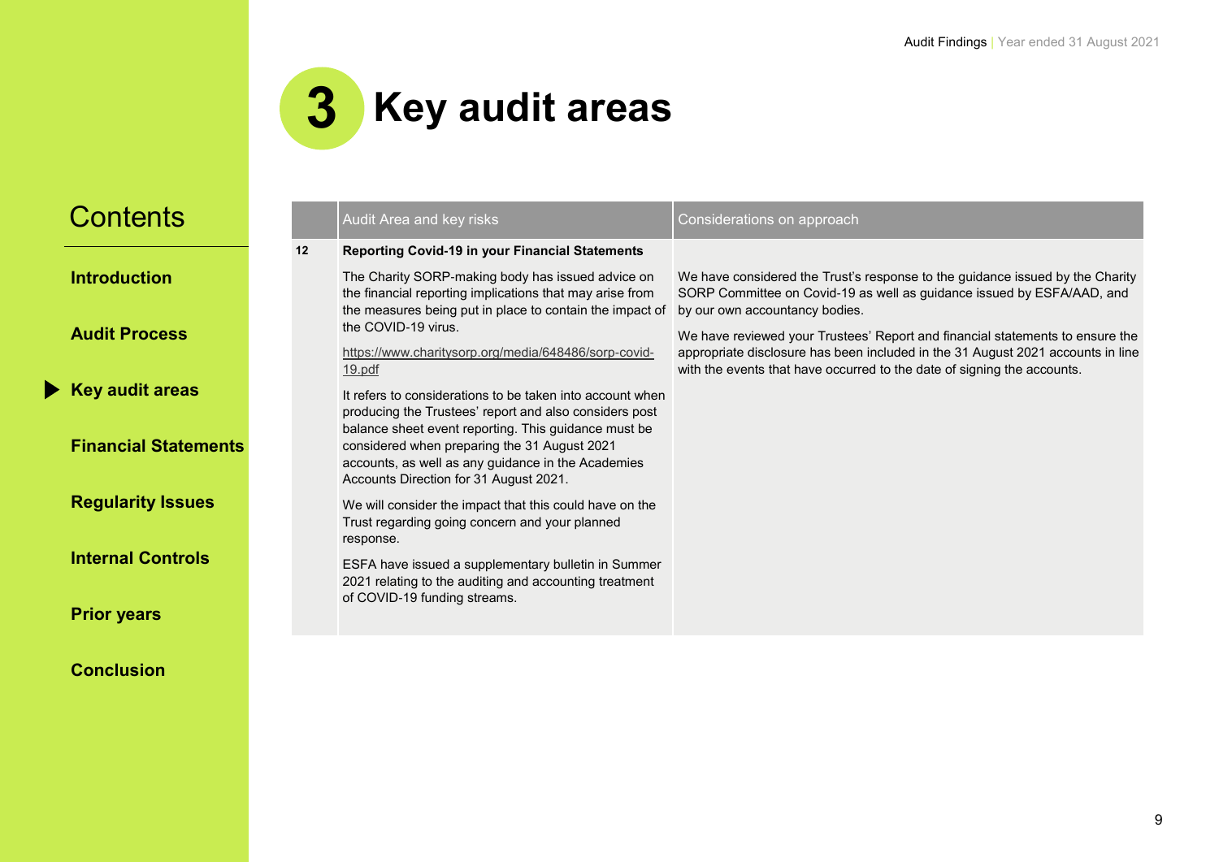# 3 Key audit areas

Contents

**Introduction**

**Audit Process**

**Key audit areas**

**Financial Statements**

**Regularity Issues**

**Internal Controls**

**Prior years**

**Conclusion**

| | Audit Area and key risks | Considerations on approach |
|---|---|---|
| 12 | **Reporting Covid-19 in your Financial Statements**<br><br>The Charity SORP-making body has issued advice on the financial reporting implications that may arise from the measures being put in place to contain the impact of the COVID-19 virus.<br><br>https://www.charitysorp.org/media/648486/sorp-covid-19.pdf<br><br>It refers to considerations to be taken into account when producing the Trustees' report and also considers post balance sheet event reporting. This guidance must be considered when preparing the 31 August 2021 accounts, as well as any guidance in the Academies Accounts Direction for 31 August 2021.<br><br>We will consider the impact that this could have on the Trust regarding going concern and your planned response.<br><br>ESFA have issued a supplementary bulletin in Summer 2021 relating to the auditing and accounting treatment of COVID-19 funding streams. | We have considered the Trust's response to the guidance issued by the Charity SORP Committee on Covid-19 as well as guidance issued by ESFA/AAD, and by our own accountancy bodies.<br><br>We have reviewed your Trustees' Report and financial statements to ensure the appropriate disclosure has been included in the 31 August 2021 accounts in line with the events that have occurred to the date of signing the accounts. |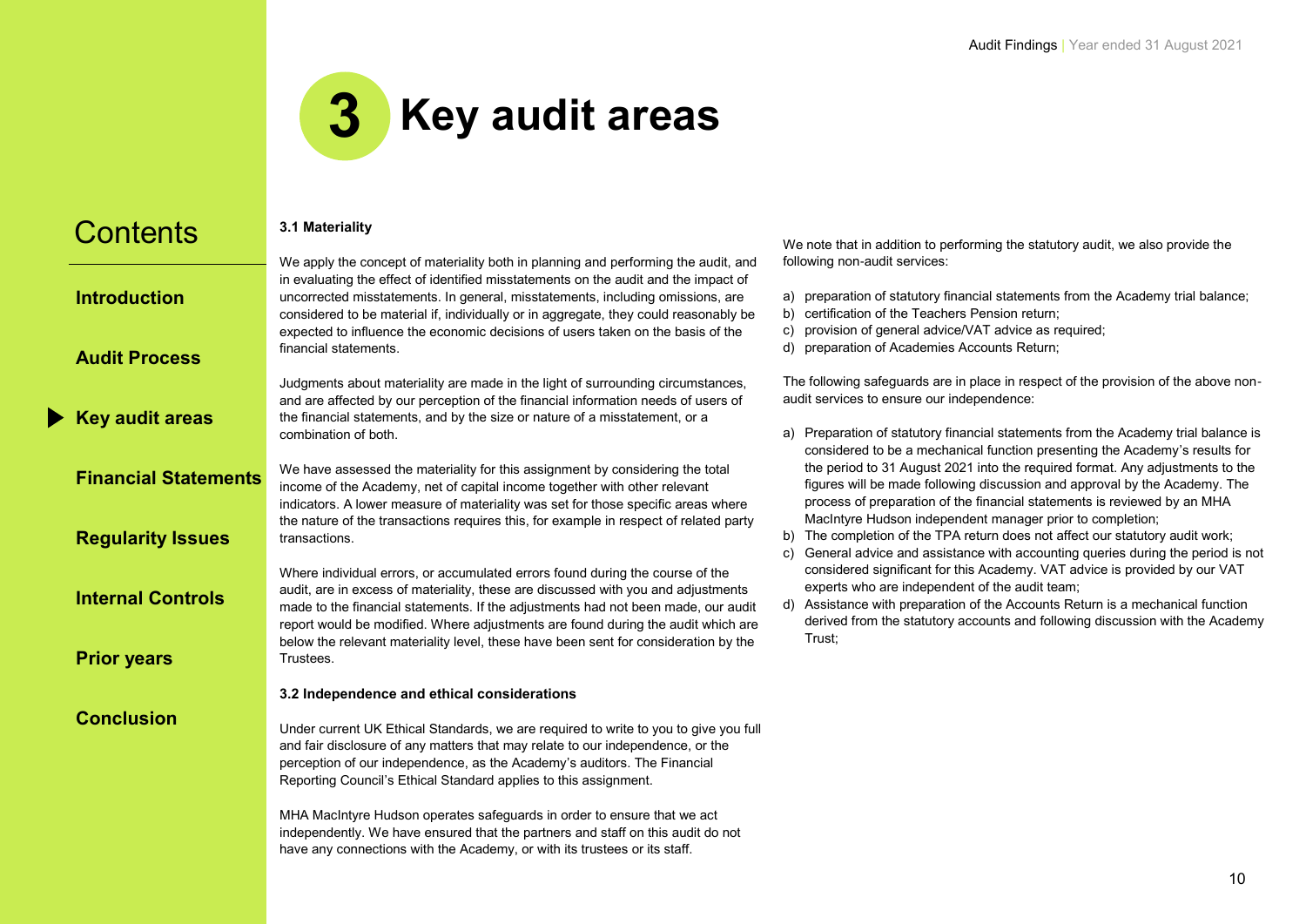# 3 Key audit areas

### 3.1 Materiality

We apply the concept of materiality both in planning and performing the audit, and in evaluating the effect of identified misstatements on the audit and the impact of uncorrected misstatements. In general, misstatements, including omissions, are considered to be material if, individually or in aggregate, they could reasonably be expected to influence the economic decisions of users taken on the basis of the financial statements.

Judgments about materiality are made in the light of surrounding circumstances, and are affected by our perception of the financial information needs of users of the financial statements, and by the size or nature of a misstatement, or a combination of both.

We have assessed the materiality for this assignment by considering the total income of the Academy, net of capital income together with other relevant indicators. A lower measure of materiality was set for those specific areas where the nature of the transactions requires this, for example in respect of related party transactions.

Where individual errors, or accumulated errors found during the course of the audit, are in excess of materiality, these are discussed with you and adjustments made to the financial statements. If the adjustments had not been made, our audit report would be modified. Where adjustments are found during the audit which are below the relevant materiality level, these have been sent for consideration by the Trustees.

### 3.2 Independence and ethical considerations

Under current UK Ethical Standards, we are required to write to you to give you full and fair disclosure of any matters that may relate to our independence, or the perception of our independence, as the Academy's auditors. The Financial Reporting Council's Ethical Standard applies to this assignment.

MHA MacIntyre Hudson operates safeguards in order to ensure that we act independently. We have ensured that the partners and staff on this audit do not have any connections with the Academy, or with its trustees or its staff.

We note that in addition to performing the statutory audit, we also provide the following non-audit services:

a) preparation of statutory financial statements from the Academy trial balance;
b) certification of the Teachers Pension return;
c) provision of general advice/VAT advice as required;
d) preparation of Academies Accounts Return;

The following safeguards are in place in respect of the provision of the above non-audit services to ensure our independence:

a) Preparation of statutory financial statements from the Academy trial balance is considered to be a mechanical function presenting the Academy's results for the period to 31 August 2021 into the required format. Any adjustments to the figures will be made following discussion and approval by the Academy. The process of preparation of the financial statements is reviewed by an MHA MacIntyre Hudson independent manager prior to completion;
b) The completion of the TPA return does not affect our statutory audit work;
c) General advice and assistance with accounting queries during the period is not considered significant for this Academy. VAT advice is provided by our VAT experts who are independent of the audit team;
d) Assistance with preparation of the Accounts Return is a mechanical function derived from the statutory accounts and following discussion with the Academy Trust;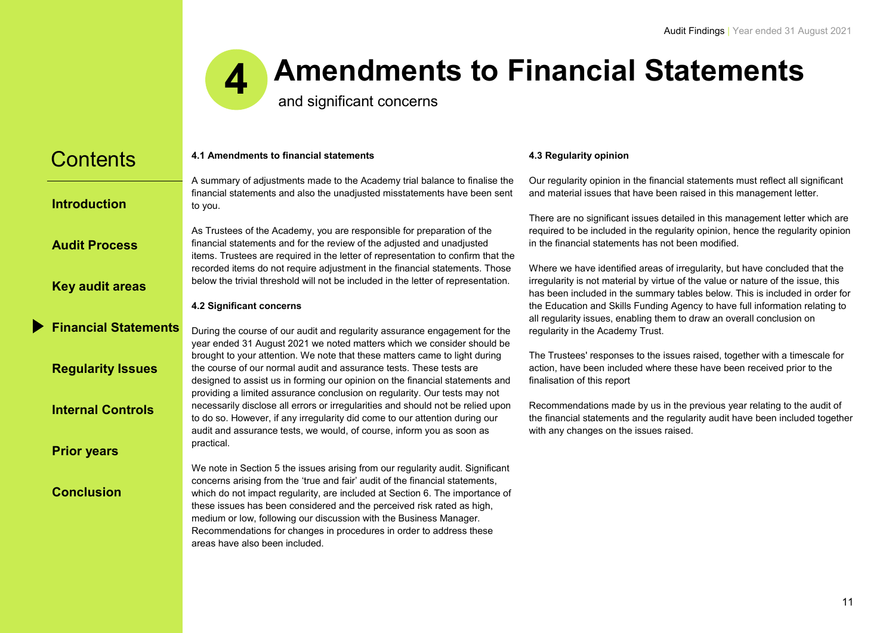# 4 Amendments to Financial Statements

and significant concerns

Contents

**Introduction**

**Audit Process**

**Key audit areas**

**Financial Statements**

**Regularity Issues**

**Internal Controls**

**Prior years**

**Conclusion**

**4.1 Amendments to financial statements**

A summary of adjustments made to the Academy trial balance to finalise the financial statements and also the unadjusted misstatements have been sent to you.

As Trustees of the Academy, you are responsible for preparation of the financial statements and for the review of the adjusted and unadjusted items. Trustees are required in the letter of representation to confirm that the recorded items do not require adjustment in the financial statements. Those below the trivial threshold will not be included in the letter of representation.

**4.2 Significant concerns**

During the course of our audit and regularity assurance engagement for the year ended 31 August 2021 we noted matters which we consider should be brought to your attention. We note that these matters came to light during the course of our normal audit and assurance tests. These tests are designed to assist us in forming our opinion on the financial statements and providing a limited assurance conclusion on regularity. Our tests may not necessarily disclose all errors or irregularities and should not be relied upon to do so. However, if any irregularity did come to our attention during our audit and assurance tests, we would, of course, inform you as soon as practical.

We note in Section 5 the issues arising from our regularity audit. Significant concerns arising from the 'true and fair' audit of the financial statements, which do not impact regularity, are included at Section 6. The importance of these issues has been considered and the perceived risk rated as high, medium or low, following our discussion with the Business Manager. Recommendations for changes in procedures in order to address these areas have also been included.

**4.3 Regularity opinion**

Our regularity opinion in the financial statements must reflect all significant and material issues that have been raised in this management letter.

There are no significant issues detailed in this management letter which are required to be included in the regularity opinion, hence the regularity opinion in the financial statements has not been modified.

Where we have identified areas of irregularity, but have concluded that the irregularity is not material by virtue of the value or nature of the issue, this has been included in the summary tables below. This is included in order for the Education and Skills Funding Agency to have full information relating to all regularity issues, enabling them to draw an overall conclusion on regularity in the Academy Trust.

The Trustees' responses to the issues raised, together with a timescale for action, have been included where these have been received prior to the finalisation of this report

Recommendations made by us in the previous year relating to the audit of the financial statements and the regularity audit have been included together with any changes on the issues raised.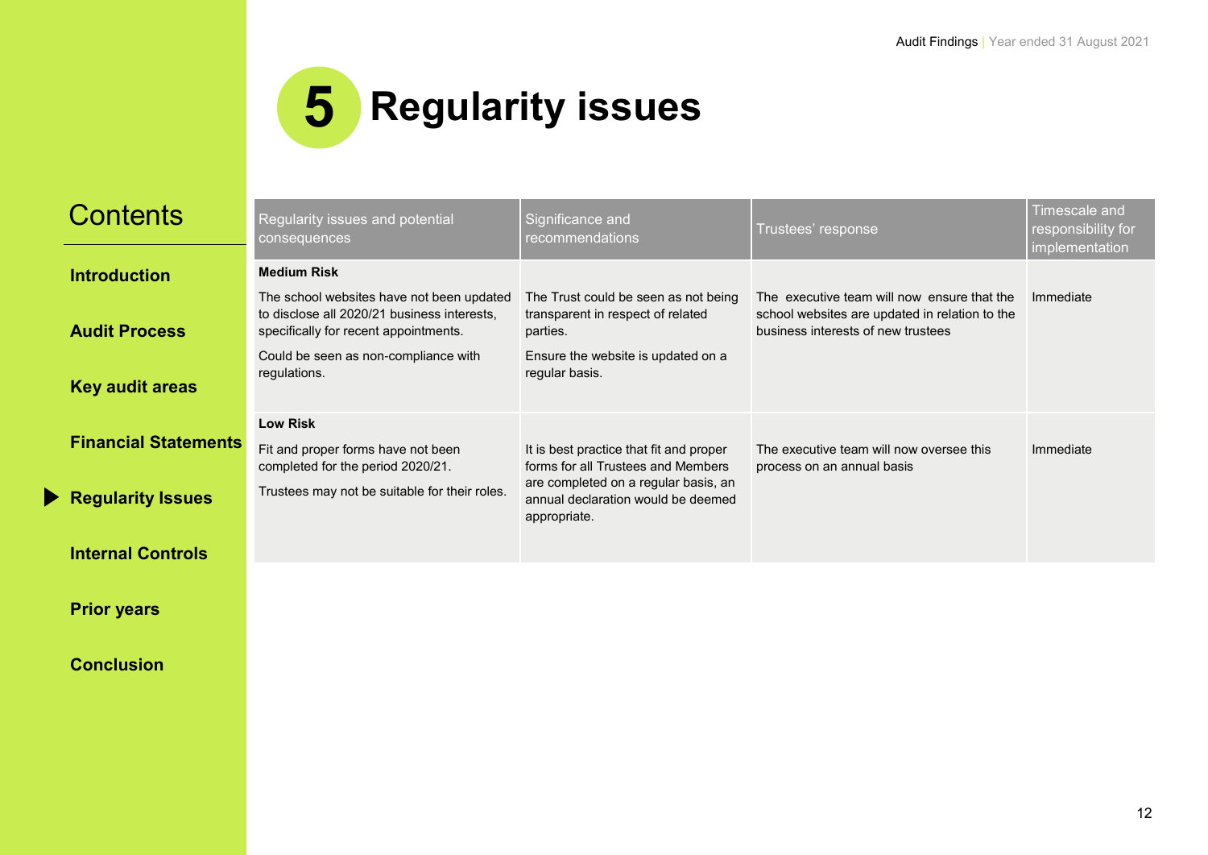# 5 Regularity issues

| Regularity issues and potential consequences | Significance and recommendations | Trustees' response | Timescale and responsibility for implementation |
|---|---|---|---|
| **Medium Risk**<br>The school websites have not been updated to disclose all 2020/21 business interests, specifically for recent appointments.<br>Could be seen as non-compliance with regulations. | The Trust could be seen as not being transparent in respect of related parties.<br>Ensure the website is updated on a regular basis. | The executive team will now ensure that the school websites are updated in relation to the business interests of new trustees | Immediate |
| **Low Risk**<br>Fit and proper forms have not been completed for the period 2020/21.<br>Trustees may not be suitable for their roles. | It is best practice that fit and proper forms for all Trustees and Members are completed on a regular basis, an annual declaration would be deemed appropriate. | The executive team will now oversee this process on an annual basis | Immediate |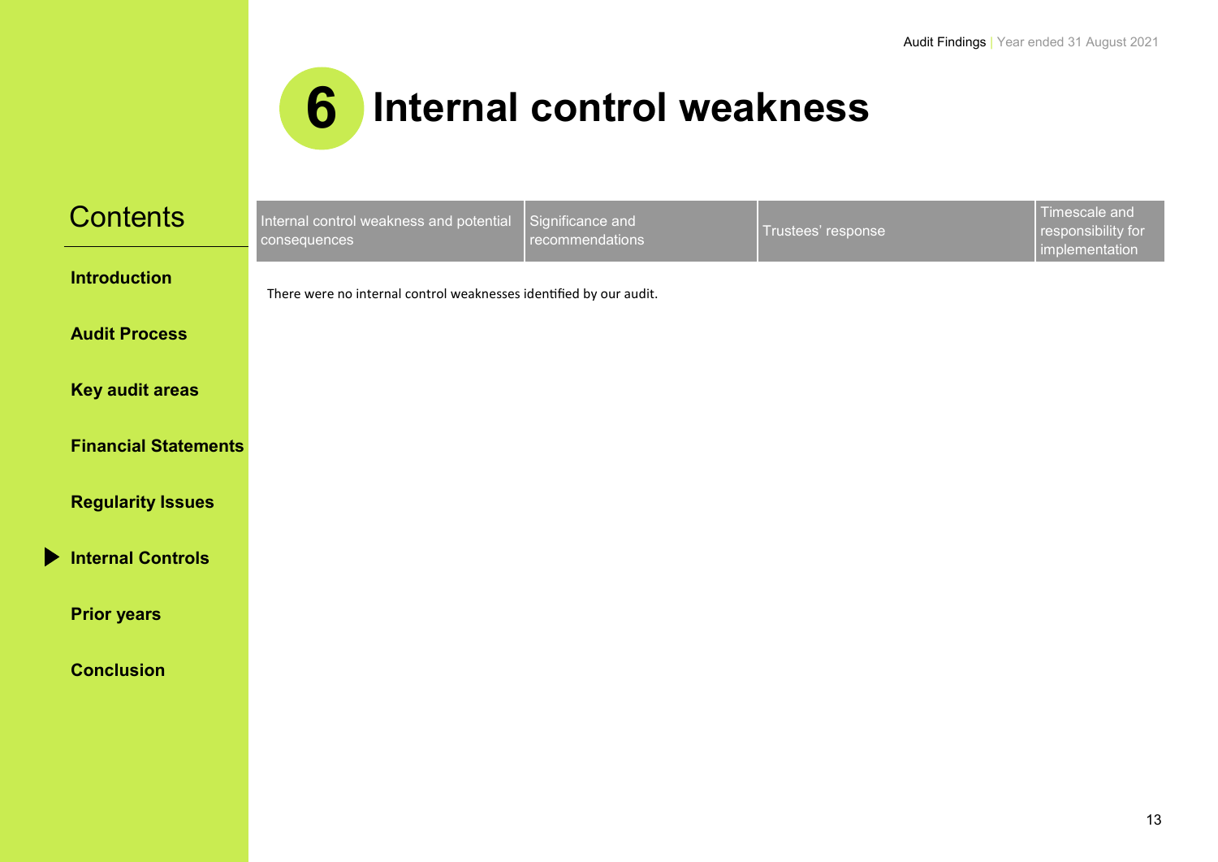# 6 Internal control weakness

Contents

**Introduction**

**Audit Process**

**Key audit areas**

**Financial Statements**

**Regularity Issues**

**Internal Controls**

**Prior years**

**Conclusion**

| Internal control weakness and potential consequences | Significance and recommendations | Trustees' response | Timescale and responsibility for implementation |
|---|---|---|---|

There were no internal control weaknesses identified by our audit.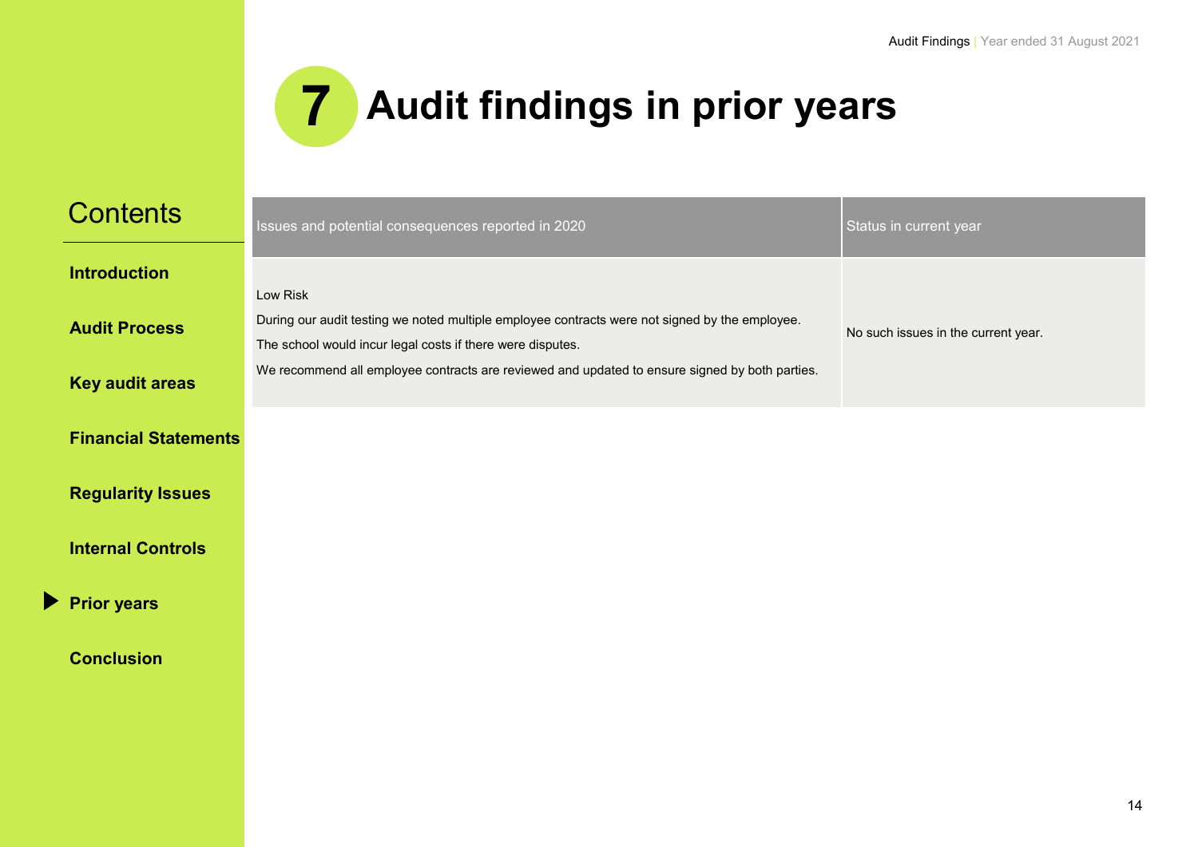# 7 Audit findings in prior years

Contents

- Introduction
- Audit Process
- Key audit areas
- Financial Statements
- Regularity Issues
- Internal Controls
- Prior years
- Conclusion

| Issues and potential consequences reported in 2020 | Status in current year |
| --- | --- |
| Low Risk<br>During our audit testing we noted multiple employee contracts were not signed by the employee.<br>The school would incur legal costs if there were disputes.<br>We recommend all employee contracts are reviewed and updated to ensure signed by both parties. | No such issues in the current year. |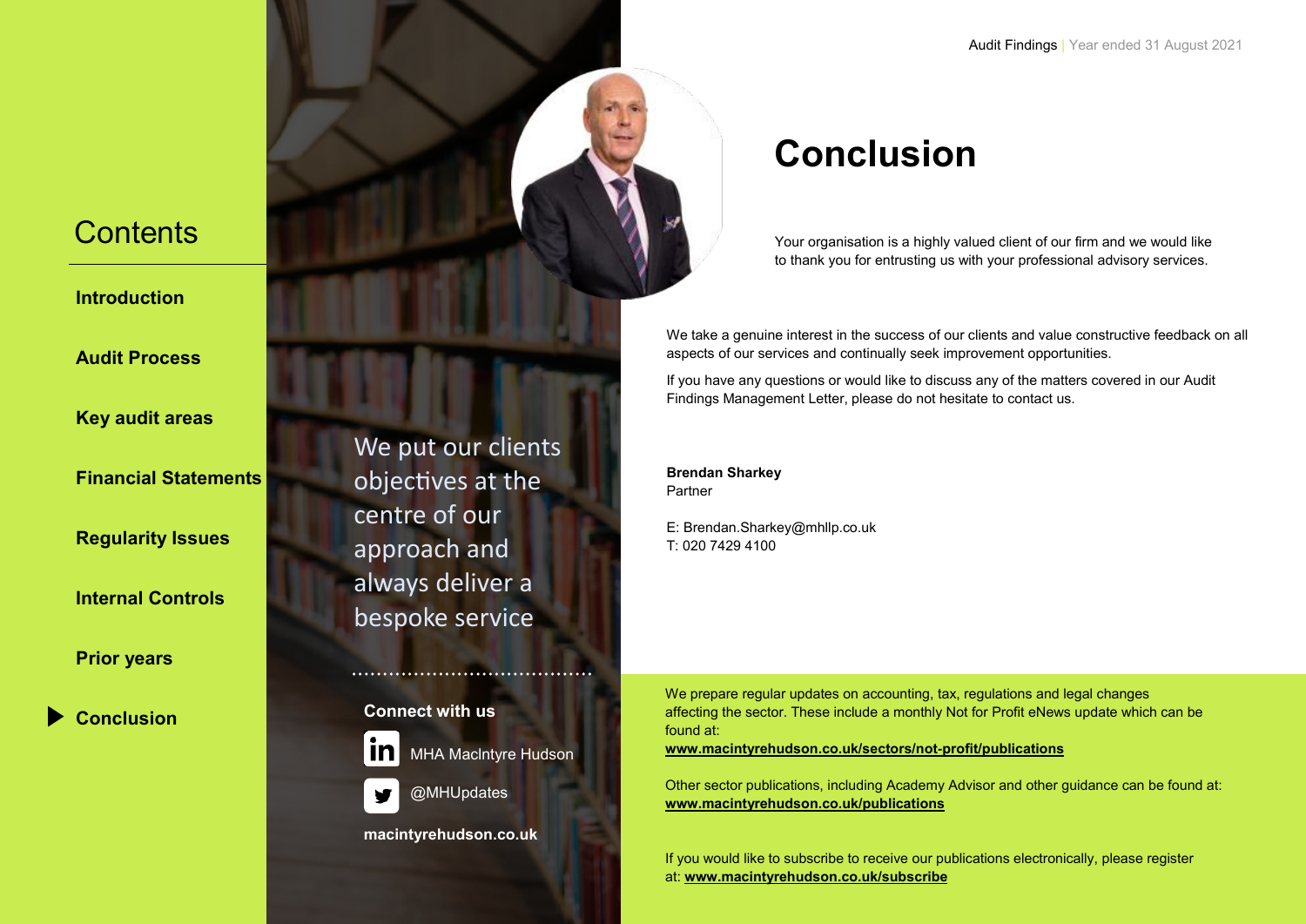## Contents

- Introduction
- Audit Process
- Key audit areas
- Financial Statements
- Regularity Issues
- Internal Controls
- Prior years
- Conclusion

We put our clients objectives at the centre of our approach and always deliver a bespoke service

**Connect with us**

MHA MacIntyre Hudson

@MHUpdates

**macintyrehudson.co.uk**

# Conclusion

Your organisation is a highly valued client of our firm and we would like to thank you for entrusting us with your professional advisory services.

We take a genuine interest in the success of our clients and value constructive feedback on all aspects of our services and continually seek improvement opportunities.

If you have any questions or would like to discuss any of the matters covered in our Audit Findings Management Letter, please do not hesitate to contact us.

**Brendan Sharkey**
Partner

E: Brendan.Sharkey@mhllp.co.uk
T: 020 7429 4100

We prepare regular updates on accounting, tax, regulations and legal changes affecting the sector. These include a monthly Not for Profit eNews update which can be found at:
**www.macintyrehudson.co.uk/sectors/not-profit/publications**

Other sector publications, including Academy Advisor and other guidance can be found at:
**www.macintyrehudson.co.uk/publications**

If you would like to subscribe to receive our publications electronically, please register at: **www.macintyrehudson.co.uk/subscribe**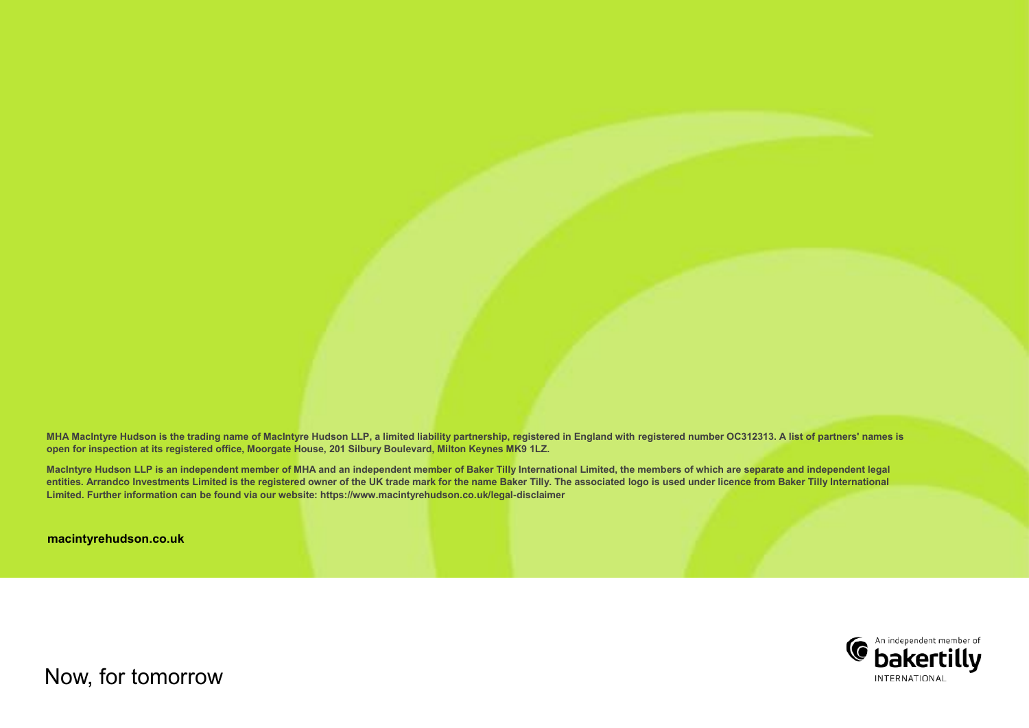**MHA MacIntyre Hudson is the trading name of MacIntyre Hudson LLP, a limited liability partnership, registered in England with registered number OC312313. A list of partners' names is open for inspection at its registered office, Moorgate House, 201 Silbury Boulevard, Milton Keynes MK9 1LZ.**

**MacIntyre Hudson LLP is an independent member of MHA and an independent member of Baker Tilly International Limited, the members of which are separate and independent legal entities. Arrandco Investments Limited is the registered owner of the UK trade mark for the name Baker Tilly. The associated logo is used under licence from Baker Tilly International Limited. Further information can be found via our website: https://www.macintyrehudson.co.uk/legal-disclaimer**

**macintyrehudson.co.uk**

An independent member of bakertilly INTERNATIONAL

Now, for tomorrow